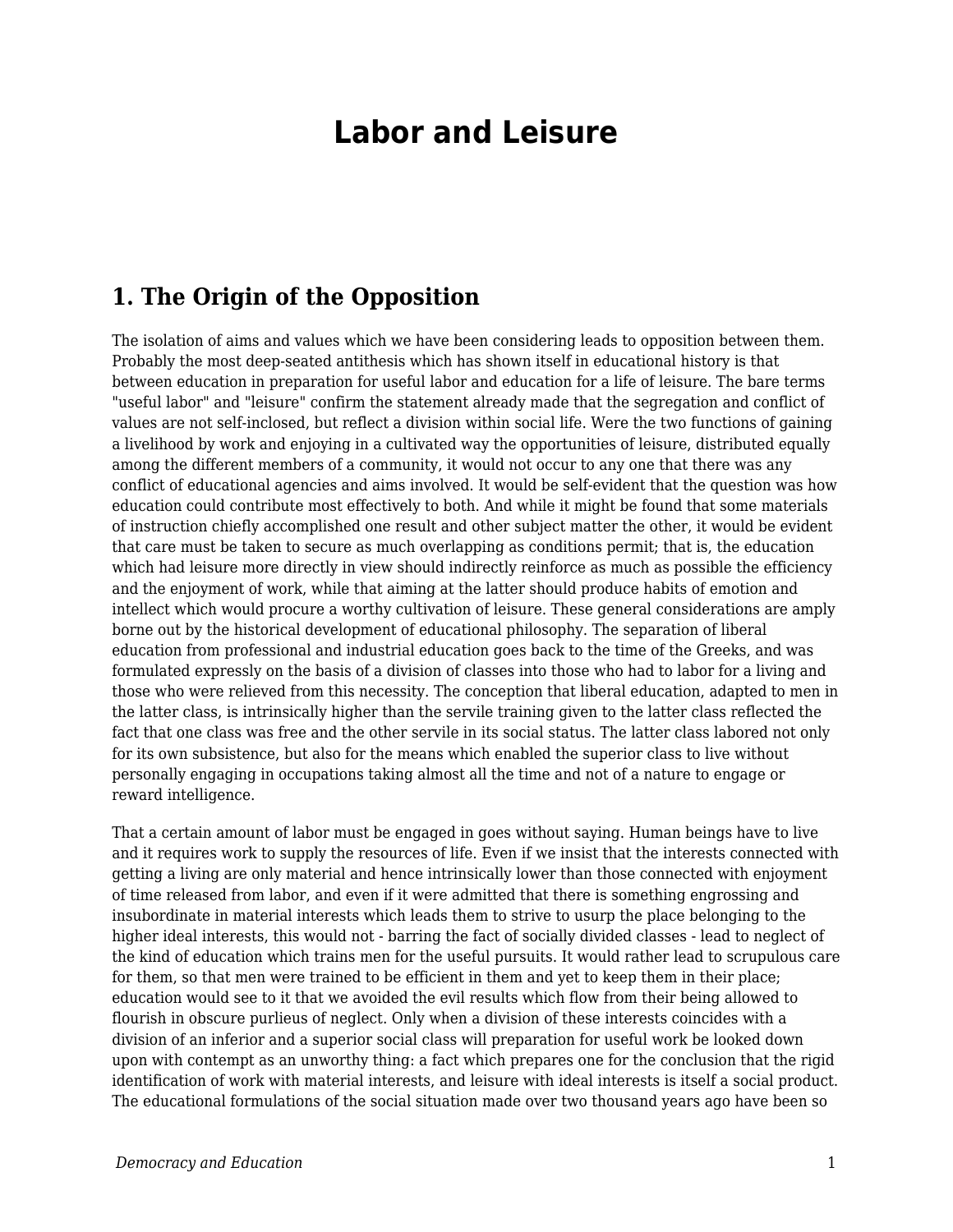# Labor and Leisure

## 1. The Origin of the Opposition

The isolation of aims and values which we have been considering leads to opposition between them. Probably the most deep-seated antithesis which has shown itself in educational history is that between education in preparation for useful labor and education for a life of leisure. The bare terms "useful labor" and "leisure" confirm the statement already made that the segregation and conflict of values are not self-inclosed, but reflect a division within social life. Were the two functions of gaining a livelihood by work and enjoying in a cultivated way the opportunities of leisure, distributed equally among the different members of a community, it would not occur to any one that there was any conflict of educational agencies and aims involved. It would be self-evident that the question was how education could contribute most effectively to both. And while it might be found that some materials of instruction chiefly accomplished one result and other subject matter the other, it would be evident that care must be taken to secure as much overlapping as conditions permit; that is, the education which had leisure more directly in view should indirectly reinforce as much as possible the efficiency and the enjoyment of work, while that aiming at the latter should produce habits of emotion and intellect which would procure a worthy cultivation of leisure. These general considerations are amply borne out by the historical development of educational philosophy. The separation of liberal education from professional and industrial education goes back to the time of the Greeks, and was formulated expressly on the basis of a division of classes into those who had to labor for a living and those who were relieved from this necessity. The conception that liberal education, adapted to men in the latter class, is intrinsically higher than the servile training given to the latter class reflected the fact that one class was free and the other servile in its social status. The latter class labored not only for its own subsistence, but also for the means which enabled the superior class to live without personally engaging in occupations taking almost all the time and not of a nature to engage or reward intelligence.

That a certain amount of labor must be engaged in goes without saying. Human beings have to live and it requires work to supply the resources of life. Even if we insist that the interests connected with getting a living are only material and hence intrinsically lower than those connected with enjoyment of time released from labor, and even if it were admitted that there is something engrossing and insubordinate in material interests which leads them to strive to usurp the place belonging to the higher ideal interests, this would not - barring the fact of socially divided classes - lead to neglect of the kind of education which trains men for the useful pursuits. It would rather lead to scrupulous care for them, so that men were trained to be efficient in them and yet to keep them in their place; education would see to it that we avoided the evil results which flow from their being allowed to flourish in obscure purlieus of neglect. Only when a division of these interests coincides with a division of an inferior and a superior social class will preparation for useful work be looked down upon with contempt as an unworthy thing: a fact which prepares one for the conclusion that the rigid identification of work with material interests, and leisure with ideal interests is itself a social product. The educational formulations of the social situation made over two thousand years ago have been so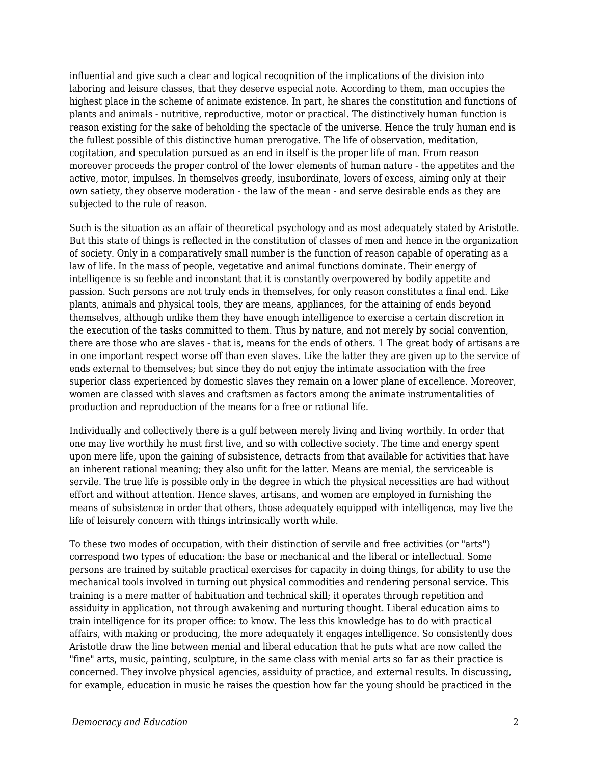influential and give such a clear and logical recognition of the implications of the division into laboring and leisure classes, that they deserve especial note. According to them, man occupies the highest place in the scheme of animate existence. In part, he shares the constitution and functions of plants and animals - nutritive, reproductive, motor or practical. The distinctively human function is reason existing for the sake of beholding the spectacle of the universe. Hence the truly human end is the fullest possible of this distinctive human prerogative. The life of observation, meditation, cogitation, and speculation pursued as an end in itself is the proper life of man. From reason moreover proceeds the proper control of the lower elements of human nature - the appetites and the active, motor, impulses. In themselves greedy, insubordinate, lovers of excess, aiming only at their own satiety, they observe moderation - the law of the mean - and serve desirable ends as they are subjected to the rule of reason.

Such is the situation as an affair of theoretical psychology and as most adequately stated by Aristotle. But this state of things is reflected in the constitution of classes of men and hence in the organization of society. Only in a comparatively small number is the function of reason capable of operating as a law of life. In the mass of people, vegetative and animal functions dominate. Their energy of intelligence is so feeble and inconstant that it is constantly overpowered by bodily appetite and passion. Such persons are not truly ends in themselves, for only reason constitutes a final end. Like plants, animals and physical tools, they are means, appliances, for the attaining of ends beyond themselves, although unlike them they have enough intelligence to exercise a certain discretion in the execution of the tasks committed to them. Thus by nature, and not merely by social convention, there are those who are slaves - that is, means for the ends of others. 1 The great body of artisans are in one important respect worse off than even slaves. Like the latter they are given up to the service of ends external to themselves; but since they do not enjoy the intimate association with the free superior class experienced by domestic slaves they remain on a lower plane of excellence. Moreover, women are classed with slaves and craftsmen as factors among the animate instrumentalities of production and reproduction of the means for a free or rational life.

Individually and collectively there is a gulf between merely living and living worthily. In order that one may live worthily he must first live, and so with collective society. The time and energy spent upon mere life, upon the gaining of subsistence, detracts from that available for activities that have an inherent rational meaning; they also unfit for the latter. Means are menial, the serviceable is servile. The true life is possible only in the degree in which the physical necessities are had without effort and without attention. Hence slaves, artisans, and women are employed in furnishing the means of subsistence in order that others, those adequately equipped with intelligence, may live the life of leisurely concern with things intrinsically worth while.

To these two modes of occupation, with their distinction of servile and free activities (or "arts") correspond two types of education: the base or mechanical and the liberal or intellectual. Some persons are trained by suitable practical exercises for capacity in doing things, for ability to use the mechanical tools involved in turning out physical commodities and rendering personal service. This training is a mere matter of habituation and technical skill; it operates through repetition and assiduity in application, not through awakening and nurturing thought. Liberal education aims to train intelligence for its proper office: to know. The less this knowledge has to do with practical affairs, with making or producing, the more adequately it engages intelligence. So consistently does Aristotle draw the line between menial and liberal education that he puts what are now called the "fine" arts, music, painting, sculpture, in the same class with menial arts so far as their practice is concerned. They involve physical agencies, assiduity of practice, and external results. In discussing, for example, education in music he raises the question how far the young should be practiced in the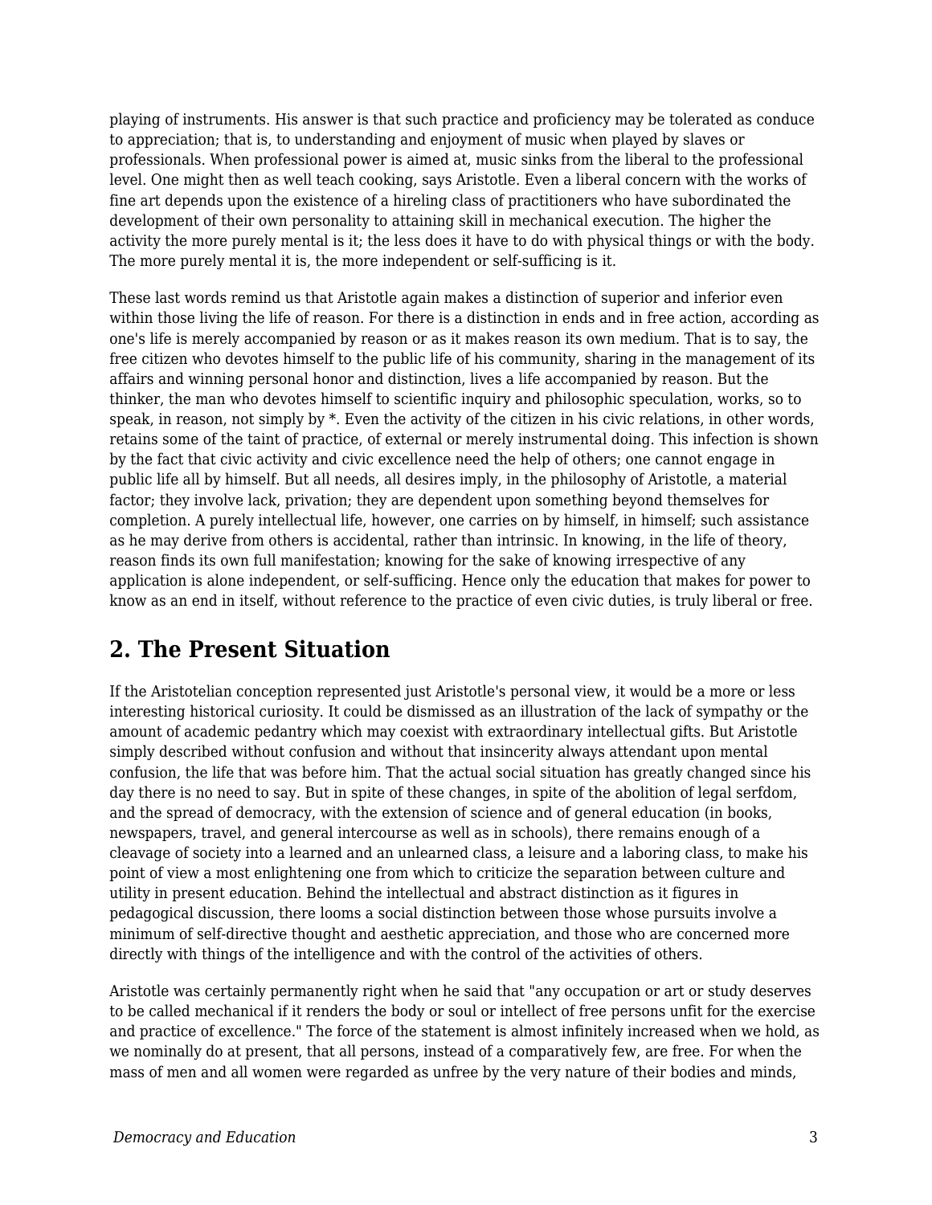playing of instruments. His answer is that such practice and proficiency may be tolerated as conduce to appreciation; that is, to understanding and enjoyment of music when played by slaves or professionals. When professional power is aimed at, music sinks from the liberal to the professional level. One might then as well teach cooking, says Aristotle. Even a liberal concern with the works of fine art depends upon the existence of a hireling class of practitioners who have subordinated the development of their own personality to attaining skill in mechanical execution. The higher the activity the more purely mental is it; the less does it have to do with physical things or with the body. The more purely mental it is, the more independent or self-sufficing is it.

These last words remind us that Aristotle again makes a distinction of superior and inferior even within those living the life of reason. For there is a distinction in ends and in free action, according as one's life is merely accompanied by reason or as it makes reason its own medium. That is to say, the free citizen who devotes himself to the public life of his community, sharing in the management of its affairs and winning personal honor and distinction, lives a life accompanied by reason. But the thinker, the man who devotes himself to scientific inquiry and philosophic speculation, works, so to speak, in reason, not simply by *. Even the activity of the citizen in his civic relations, in other words, retains some of the taint of practice, of external or merely instrumental doing. This infection is shown by the fact that civic activity and civic excellence need the help of others; one cannot engage in public life all by himself. But all needs, all desires imply, in the philosophy of Aristotle, a material factor; they involve lack, privation; they are dependent upon something beyond themselves for completion. A purely intellectual life, however, one carries on by himself, in himself; such assistance as he may derive from others is accidental, rather than intrinsic. In knowing, in the life of theory, reason finds its own full manifestation; knowing for the sake of knowing irrespective of any application is alone independent, or self-sufficing. Hence only the education that makes for power to know as an end in itself, without reference to the practice of even civic duties, is truly liberal or free.

## 2. The Present Situation

If the Aristotelian conception represented just Aristotle's personal view, it would be a more or less interesting historical curiosity. It could be dismissed as an illustration of the lack of sympathy or the amount of academic pedantry which may coexist with extraordinary intellectual gifts. But Aristotle simply described without confusion and without that insincerity always attendant upon mental confusion, the life that was before him. That the actual social situation has greatly changed since his day there is no need to say. But in spite of these changes, in spite of the abolition of legal serfdom, and the spread of democracy, with the extension of science and of general education (in books, newspapers, travel, and general intercourse as well as in schools), there remains enough of a cleavage of society into a learned and an unlearned class, a leisure and a laboring class, to make his point of view a most enlightening one from which to criticize the separation between culture and utility in present education. Behind the intellectual and abstract distinction as it figures in pedagogical discussion, there looms a social distinction between those whose pursuits involve a minimum of self-directive thought and aesthetic appreciation, and those who are concerned more directly with things of the intelligence and with the control of the activities of others.

Aristotle was certainly permanently right when he said that "any occupation or art or study deserves to be called mechanical if it renders the body or soul or intellect of free persons unfit for the exercise and practice of excellence." The force of the statement is almost infinitely increased when we hold, as we nominally do at present, that all persons, instead of a comparatively few, are free. For when the mass of men and all women were regarded as unfree by the very nature of their bodies and minds,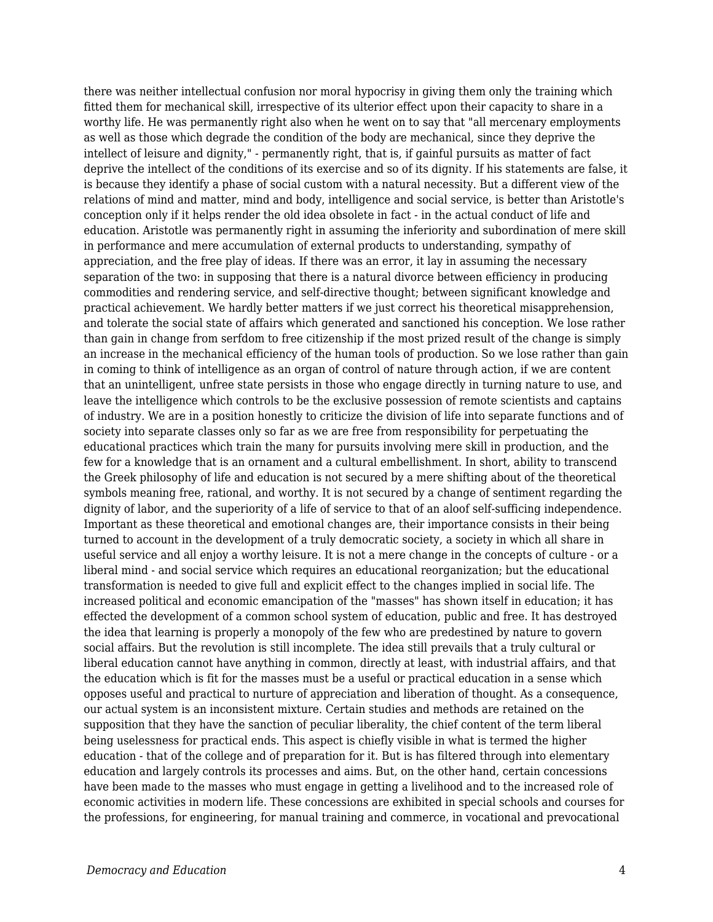there was neither intellectual confusion nor moral hypocrisy in giving them only the training which fitted them for mechanical skill, irrespective of its ulterior effect upon their capacity to share in a worthy life. He was permanently right also when he went on to say that "all mercenary employments as well as those which degrade the condition of the body are mechanical, since they deprive the intellect of leisure and dignity," - permanently right, that is, if gainful pursuits as matter of fact deprive the intellect of the conditions of its exercise and so of its dignity. If his statements are false, it is because they identify a phase of social custom with a natural necessity. But a different view of the relations of mind and matter, mind and body, intelligence and social service, is better than Aristotle's conception only if it helps render the old idea obsolete in fact - in the actual conduct of life and education. Aristotle was permanently right in assuming the inferiority and subordination of mere skill in performance and mere accumulation of external products to understanding, sympathy of appreciation, and the free play of ideas. If there was an error, it lay in assuming the necessary separation of the two: in supposing that there is a natural divorce between efficiency in producing commodities and rendering service, and self-directive thought; between significant knowledge and practical achievement. We hardly better matters if we just correct his theoretical misapprehension, and tolerate the social state of affairs which generated and sanctioned his conception. We lose rather than gain in change from serfdom to free citizenship if the most prized result of the change is simply an increase in the mechanical efficiency of the human tools of production. So we lose rather than gain in coming to think of intelligence as an organ of control of nature through action, if we are content that an unintelligent, unfree state persists in those who engage directly in turning nature to use, and leave the intelligence which controls to be the exclusive possession of remote scientists and captains of industry. We are in a position honestly to criticize the division of life into separate functions and of society into separate classes only so far as we are free from responsibility for perpetuating the educational practices which train the many for pursuits involving mere skill in production, and the few for a knowledge that is an ornament and a cultural embellishment. In short, ability to transcend the Greek philosophy of life and education is not secured by a mere shifting about of the theoretical symbols meaning free, rational, and worthy. It is not secured by a change of sentiment regarding the dignity of labor, and the superiority of a life of service to that of an aloof self-sufficing independence. Important as these theoretical and emotional changes are, their importance consists in their being turned to account in the development of a truly democratic society, a society in which all share in useful service and all enjoy a worthy leisure. It is not a mere change in the concepts of culture - or a liberal mind - and social service which requires an educational reorganization; but the educational transformation is needed to give full and explicit effect to the changes implied in social life. The increased political and economic emancipation of the "masses" has shown itself in education; it has effected the development of a common school system of education, public and free. It has destroyed the idea that learning is properly a monopoly of the few who are predestined by nature to govern social affairs. But the revolution is still incomplete. The idea still prevails that a truly cultural or liberal education cannot have anything in common, directly at least, with industrial affairs, and that the education which is fit for the masses must be a useful or practical education in a sense which opposes useful and practical to nurture of appreciation and liberation of thought. As a consequence, our actual system is an inconsistent mixture. Certain studies and methods are retained on the supposition that they have the sanction of peculiar liberality, the chief content of the term liberal being uselessness for practical ends. This aspect is chiefly visible in what is termed the higher education - that of the college and of preparation for it. But is has filtered through into elementary education and largely controls its processes and aims. But, on the other hand, certain concessions have been made to the masses who must engage in getting a livelihood and to the increased role of economic activities in modern life. These concessions are exhibited in special schools and courses for the professions, for engineering, for manual training and commerce, in vocational and prevocational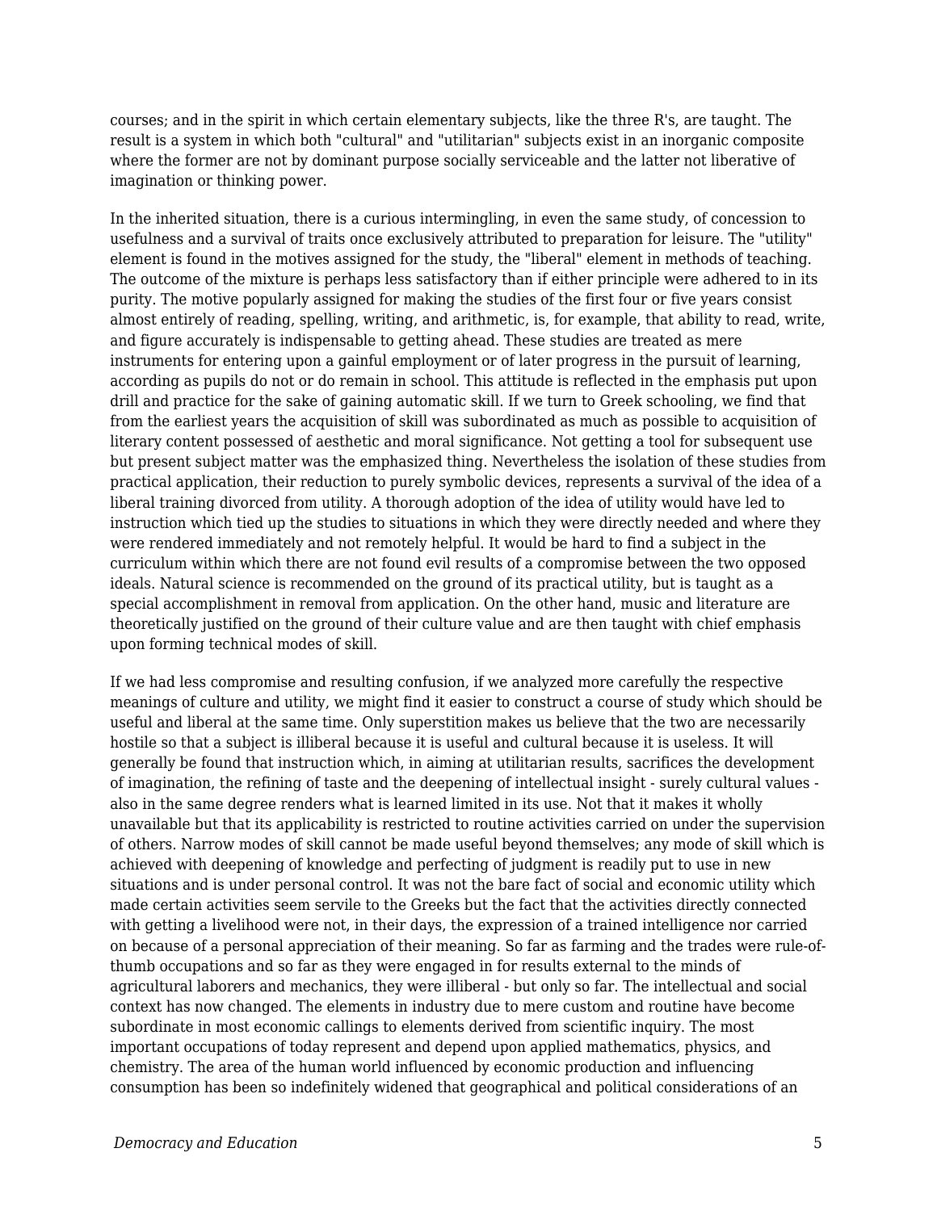courses; and in the spirit in which certain elementary subjects, like the three R's, are taught. The result is a system in which both "cultural" and "utilitarian" subjects exist in an inorganic composite where the former are not by dominant purpose socially serviceable and the latter not liberative of imagination or thinking power.

In the inherited situation, there is a curious intermingling, in even the same study, of concession to usefulness and a survival of traits once exclusively attributed to preparation for leisure. The "utility" element is found in the motives assigned for the study, the "liberal" element in methods of teaching. The outcome of the mixture is perhaps less satisfactory than if either principle were adhered to in its purity. The motive popularly assigned for making the studies of the first four or five years consist almost entirely of reading, spelling, writing, and arithmetic, is, for example, that ability to read, write, and figure accurately is indispensable to getting ahead. These studies are treated as mere instruments for entering upon a gainful employment or of later progress in the pursuit of learning, according as pupils do not or do remain in school. This attitude is reflected in the emphasis put upon drill and practice for the sake of gaining automatic skill. If we turn to Greek schooling, we find that from the earliest years the acquisition of skill was subordinated as much as possible to acquisition of literary content possessed of aesthetic and moral significance. Not getting a tool for subsequent use but present subject matter was the emphasized thing. Nevertheless the isolation of these studies from practical application, their reduction to purely symbolic devices, represents a survival of the idea of a liberal training divorced from utility. A thorough adoption of the idea of utility would have led to instruction which tied up the studies to situations in which they were directly needed and where they were rendered immediately and not remotely helpful. It would be hard to find a subject in the curriculum within which there are not found evil results of a compromise between the two opposed ideals. Natural science is recommended on the ground of its practical utility, but is taught as a special accomplishment in removal from application. On the other hand, music and literature are theoretically justified on the ground of their culture value and are then taught with chief emphasis upon forming technical modes of skill.

If we had less compromise and resulting confusion, if we analyzed more carefully the respective meanings of culture and utility, we might find it easier to construct a course of study which should be useful and liberal at the same time. Only superstition makes us believe that the two are necessarily hostile so that a subject is illiberal because it is useful and cultural because it is useless. It will generally be found that instruction which, in aiming at utilitarian results, sacrifices the development of imagination, the refining of taste and the deepening of intellectual insight - surely cultural values - also in the same degree renders what is learned limited in its use. Not that it makes it wholly unavailable but that its applicability is restricted to routine activities carried on under the supervision of others. Narrow modes of skill cannot be made useful beyond themselves; any mode of skill which is achieved with deepening of knowledge and perfecting of judgment is readily put to use in new situations and is under personal control. It was not the bare fact of social and economic utility which made certain activities seem servile to the Greeks but the fact that the activities directly connected with getting a livelihood were not, in their days, the expression of a trained intelligence nor carried on because of a personal appreciation of their meaning. So far as farming and the trades were rule-of-thumb occupations and so far as they were engaged in for results external to the minds of agricultural laborers and mechanics, they were illiberal - but only so far. The intellectual and social context has now changed. The elements in industry due to mere custom and routine have become subordinate in most economic callings to elements derived from scientific inquiry. The most important occupations of today represent and depend upon applied mathematics, physics, and chemistry. The area of the human world influenced by economic production and influencing consumption has been so indefinitely widened that geographical and political considerations of an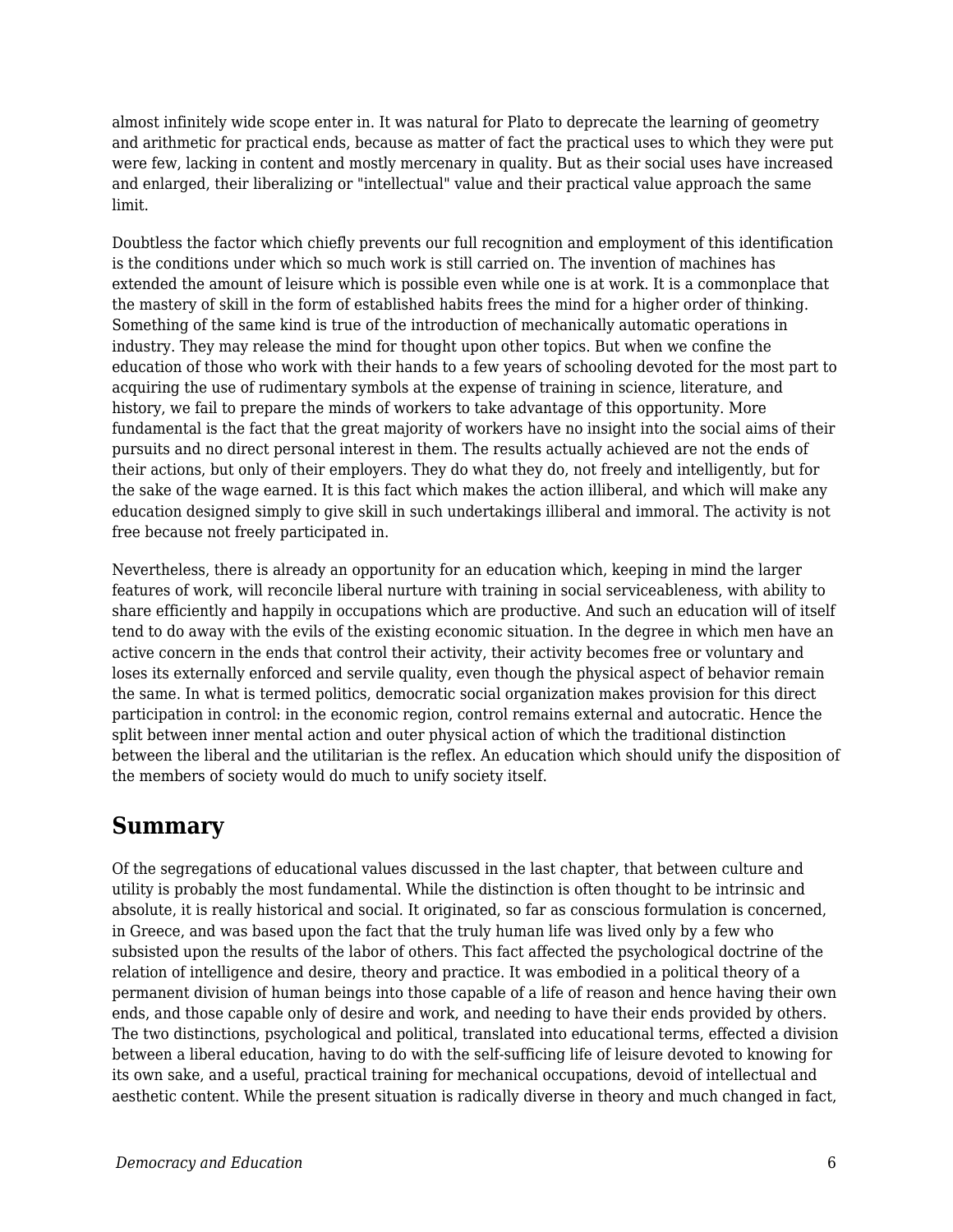almost infinitely wide scope enter in. It was natural for Plato to deprecate the learning of geometry and arithmetic for practical ends, because as matter of fact the practical uses to which they were put were few, lacking in content and mostly mercenary in quality. But as their social uses have increased and enlarged, their liberalizing or "intellectual" value and their practical value approach the same limit.

Doubtless the factor which chiefly prevents our full recognition and employment of this identification is the conditions under which so much work is still carried on. The invention of machines has extended the amount of leisure which is possible even while one is at work. It is a commonplace that the mastery of skill in the form of established habits frees the mind for a higher order of thinking. Something of the same kind is true of the introduction of mechanically automatic operations in industry. They may release the mind for thought upon other topics. But when we confine the education of those who work with their hands to a few years of schooling devoted for the most part to acquiring the use of rudimentary symbols at the expense of training in science, literature, and history, we fail to prepare the minds of workers to take advantage of this opportunity. More fundamental is the fact that the great majority of workers have no insight into the social aims of their pursuits and no direct personal interest in them. The results actually achieved are not the ends of their actions, but only of their employers. They do what they do, not freely and intelligently, but for the sake of the wage earned. It is this fact which makes the action illiberal, and which will make any education designed simply to give skill in such undertakings illiberal and immoral. The activity is not free because not freely participated in.

Nevertheless, there is already an opportunity for an education which, keeping in mind the larger features of work, will reconcile liberal nurture with training in social serviceableness, with ability to share efficiently and happily in occupations which are productive. And such an education will of itself tend to do away with the evils of the existing economic situation. In the degree in which men have an active concern in the ends that control their activity, their activity becomes free or voluntary and loses its externally enforced and servile quality, even though the physical aspect of behavior remain the same. In what is termed politics, democratic social organization makes provision for this direct participation in control: in the economic region, control remains external and autocratic. Hence the split between inner mental action and outer physical action of which the traditional distinction between the liberal and the utilitarian is the reflex. An education which should unify the disposition of the members of society would do much to unify society itself.

## Summary

Of the segregations of educational values discussed in the last chapter, that between culture and utility is probably the most fundamental. While the distinction is often thought to be intrinsic and absolute, it is really historical and social. It originated, so far as conscious formulation is concerned, in Greece, and was based upon the fact that the truly human life was lived only by a few who subsisted upon the results of the labor of others. This fact affected the psychological doctrine of the relation of intelligence and desire, theory and practice. It was embodied in a political theory of a permanent division of human beings into those capable of a life of reason and hence having their own ends, and those capable only of desire and work, and needing to have their ends provided by others. The two distinctions, psychological and political, translated into educational terms, effected a division between a liberal education, having to do with the self-sufficing life of leisure devoted to knowing for its own sake, and a useful, practical training for mechanical occupations, devoid of intellectual and aesthetic content. While the present situation is radically diverse in theory and much changed in fact,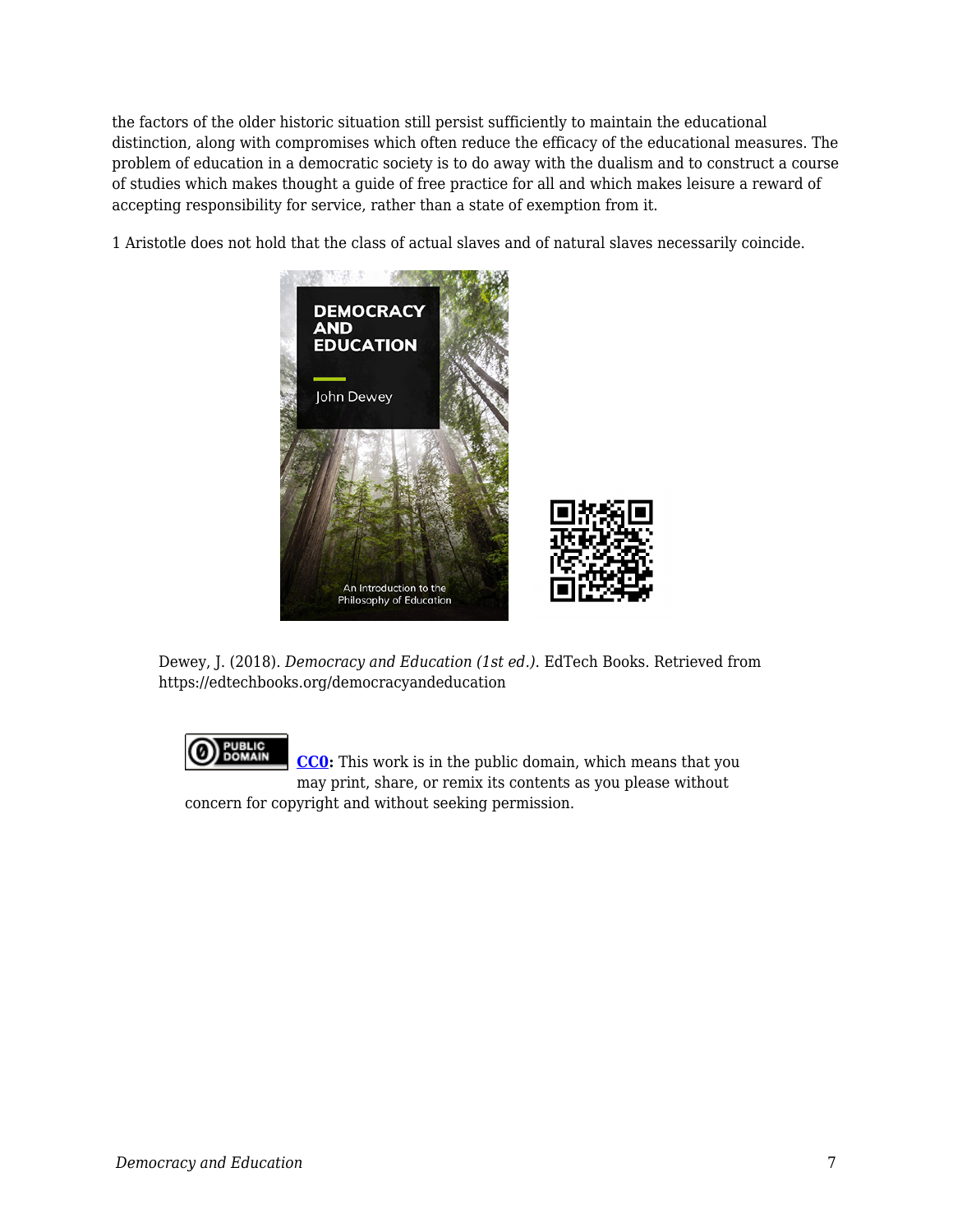the factors of the older historic situation still persist sufficiently to maintain the educational distinction, along with compromises which often reduce the efficacy of the educational measures. The problem of education in a democratic society is to do away with the dualism and to construct a course of studies which makes thought a guide of free practice for all and which makes leisure a reward of accepting responsibility for service, rather than a state of exemption from it.

1 Aristotle does not hold that the class of actual slaves and of natural slaves necessarily coincide.

Dewey, J. (2018). *Democracy and Education (1st ed.)*. EdTech Books. Retrieved from https://edtechbooks.org/democracyandeducation

**CC0:** This work is in the public domain, which means that you may print, share, or remix its contents as you please without concern for copyright and without seeking permission.